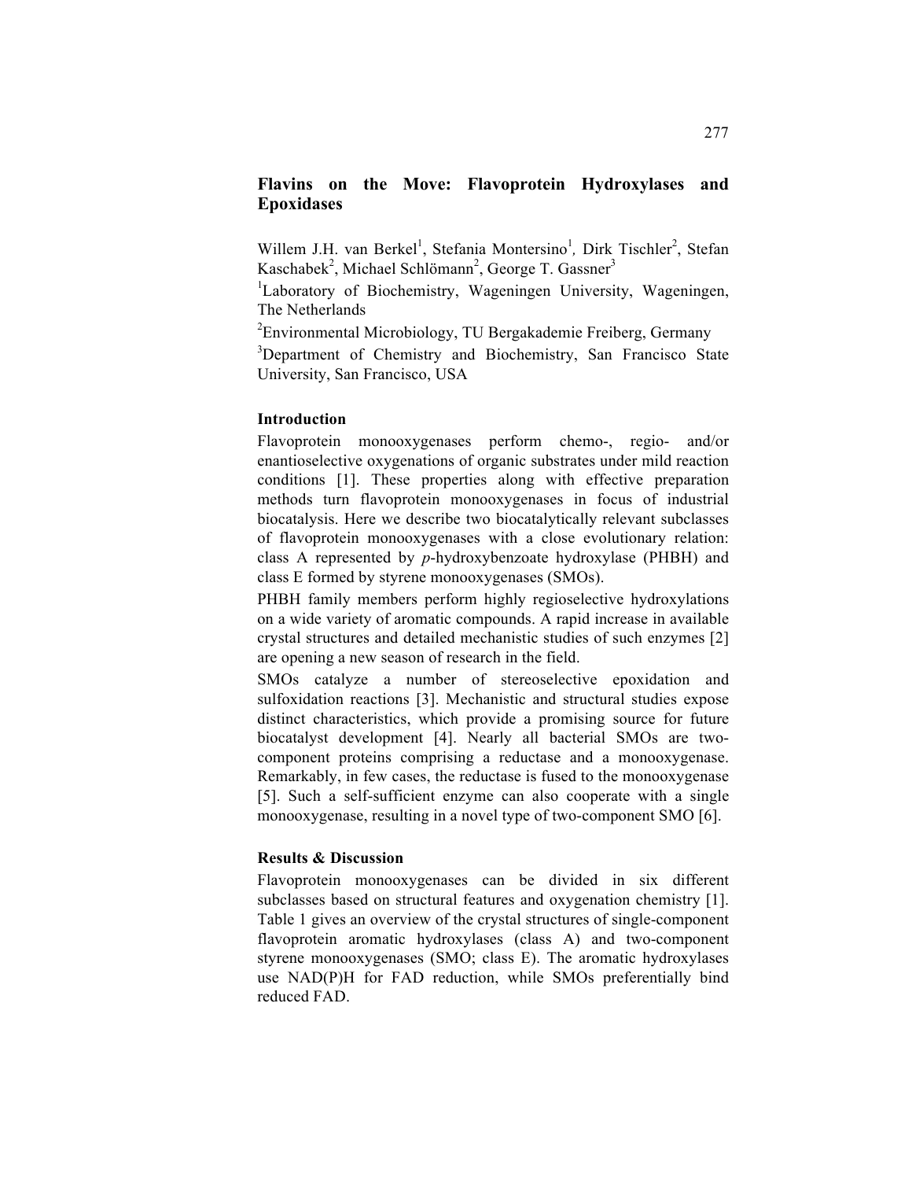# Flavins on the Move: Flavoprotein Hydroxylases and Epoxidases

Willem J.H. van Berkel[1], Stefania Montersino[1], Dirk Tischler[2], Stefan Kaschabek[2], Michael Schlömann[2], George T. Gassner[3]

[1]Laboratory of Biochemistry, Wageningen University, Wageningen, The Netherlands

[2]Environmental Microbiology, TU Bergakademie Freiberg, Germany

[3]Department of Chemistry and Biochemistry, San Francisco State University, San Francisco, USA

## Introduction

Flavoprotein monooxygenases perform chemo-, regio- and/or enantioselective oxygenations of organic substrates under mild reaction conditions [1]. These properties along with effective preparation methods turn flavoprotein monooxygenases in focus of industrial biocatalysis. Here we describe two biocatalytically relevant subclasses of flavoprotein monooxygenases with a close evolutionary relation: class A represented by *p*-hydroxybenzoate hydroxylase (PHBH) and class E formed by styrene monooxygenases (SMOs).

PHBH family members perform highly regioselective hydroxylations on a wide variety of aromatic compounds. A rapid increase in available crystal structures and detailed mechanistic studies of such enzymes [2] are opening a new season of research in the field.

SMOs catalyze a number of stereoselective epoxidation and sulfoxidation reactions [3]. Mechanistic and structural studies expose distinct characteristics, which provide a promising source for future biocatalyst development [4]. Nearly all bacterial SMOs are two-component proteins comprising a reductase and a monooxygenase. Remarkably, in few cases, the reductase is fused to the monooxygenase [5]. Such a self-sufficient enzyme can also cooperate with a single monooxygenase, resulting in a novel type of two-component SMO [6].

## Results & Discussion

Flavoprotein monooxygenases can be divided in six different subclasses based on structural features and oxygenation chemistry [1]. Table 1 gives an overview of the crystal structures of single-component flavoprotein aromatic hydroxylases (class A) and two-component styrene monooxygenases (SMO; class E). The aromatic hydroxylases use NAD(P)H for FAD reduction, while SMOs preferentially bind reduced FAD.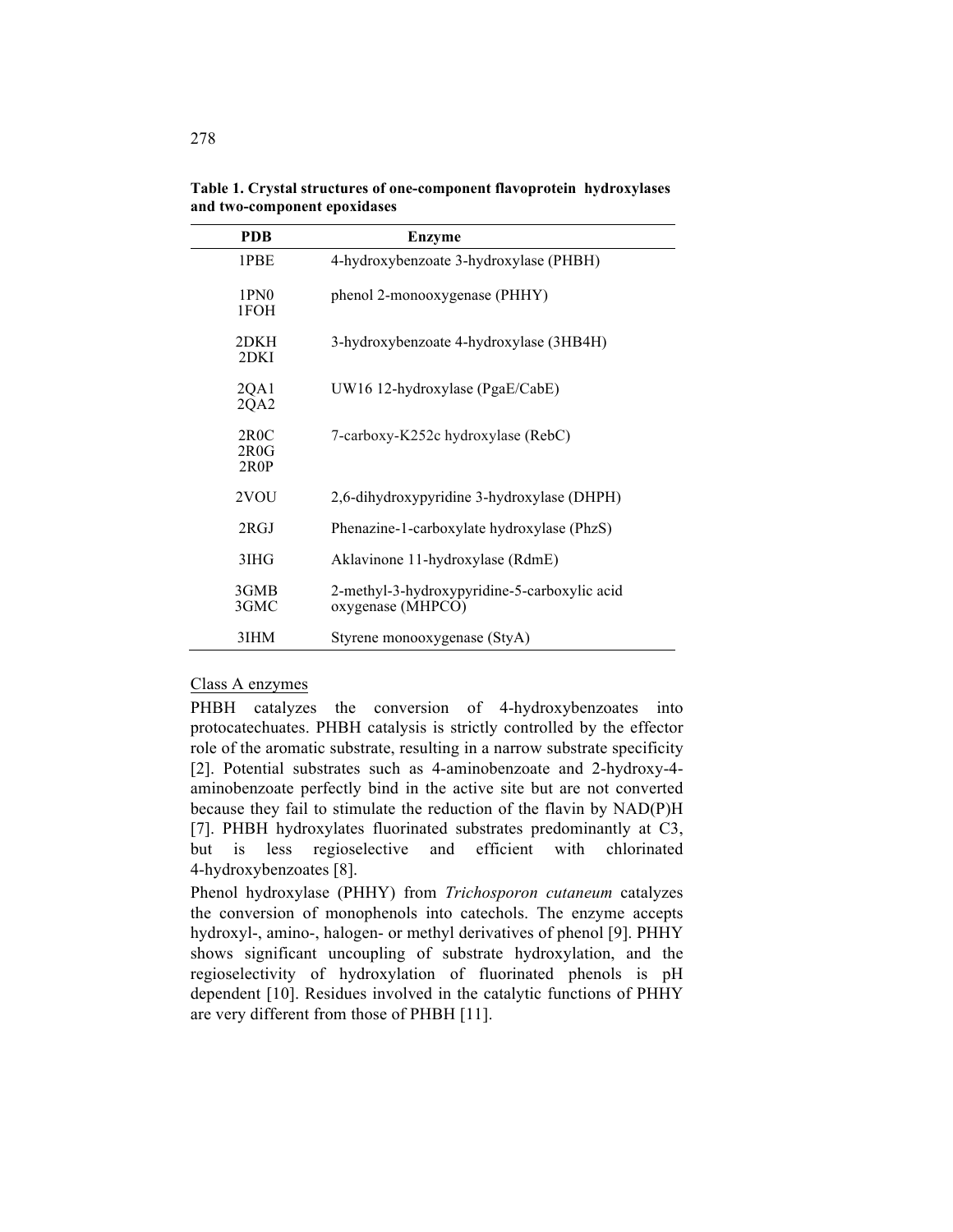**Table 1. Crystal structures of one-component flavoprotein hydroxylases and two-component epoxidases**

| PDB | Enzyme |
| --- | --- |
| 1PBE | 4-hydroxybenzoate 3-hydroxylase (PHBH) |
| 1PN0<br>1FOH | phenol 2-monooxygenase (PHHY) |
| 2DKH<br>2DKI | 3-hydroxybenzoate 4-hydroxylase (3HB4H) |
| 2QA1<br>2QA2 | UW16 12-hydroxylase (PgaE/CabE) |
| 2R0C<br>2R0G<br>2R0P | 7-carboxy-K252c hydroxylase (RebC) |
| 2VOU | 2,6-dihydroxypyridine 3-hydroxylase (DHPH) |
| 2RGJ | Phenazine-1-carboxylate hydroxylase (PhzS) |
| 3IHG | Aklavinone 11-hydroxylase (RdmE) |
| 3GMB<br>3GMC | 2-methyl-3-hydroxypyridine-5-carboxylic acid oxygenase (MHPCO) |
| 3IHM | Styrene monooxygenase (StyA) |

Class A enzymes

PHBH catalyzes the conversion of 4-hydroxybenzoates into protocatechuates. PHBH catalysis is strictly controlled by the effector role of the aromatic substrate, resulting in a narrow substrate specificity [2]. Potential substrates such as 4-aminobenzoate and 2-hydroxy-4-aminobenzoate perfectly bind in the active site but are not converted because they fail to stimulate the reduction of the flavin by NAD(P)H [7]. PHBH hydroxylates fluorinated substrates predominantly at C3, but is less regioselective and efficient with chlorinated 4-hydroxybenzoates [8].

Phenol hydroxylase (PHHY) from *Trichosporon cutaneum* catalyzes the conversion of monophenols into catechols. The enzyme accepts hydroxyl-, amino-, halogen- or methyl derivatives of phenol [9]. PHHY shows significant uncoupling of substrate hydroxylation, and the regioselectivity of hydroxylation of fluorinated phenols is pH dependent [10]. Residues involved in the catalytic functions of PHHY are very different from those of PHBH [11].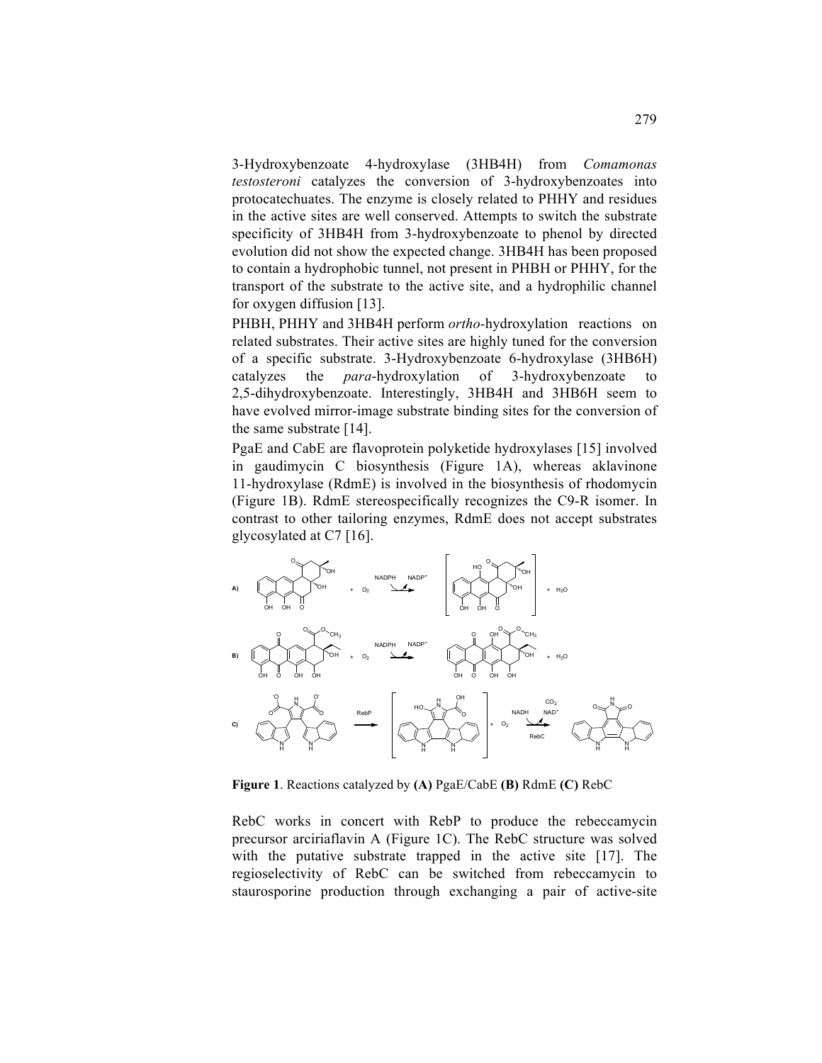3-Hydroxybenzoate 4-hydroxylase (3HB4H) from *Comamonas testosteroni* catalyzes the conversion of 3-hydroxybenzoates into protocatechuates. The enzyme is closely related to PHHY and residues in the active sites are well conserved. Attempts to switch the substrate specificity of 3HB4H from 3-hydroxybenzoate to phenol by directed evolution did not show the expected change. 3HB4H has been proposed to contain a hydrophobic tunnel, not present in PHBH or PHHY, for the transport of the substrate to the active site, and a hydrophilic channel for oxygen diffusion [13].

PHBH, PHHY and 3HB4H perform *ortho*-hydroxylation reactions on related substrates. Their active sites are highly tuned for the conversion of a specific substrate. 3-Hydroxybenzoate 6-hydroxylase (3HB6H) catalyzes the *para*-hydroxylation of 3-hydroxybenzoate to 2,5-dihydroxybenzoate. Interestingly, 3HB4H and 3HB6H seem to have evolved mirror-image substrate binding sites for the conversion of the same substrate [14].

PgaE and CabE are flavoprotein polyketide hydroxylases [15] involved in gaudimycin C biosynthesis (Figure 1A), whereas aklavinone 11-hydroxylase (RdmE) is involved in the biosynthesis of rhodomycin (Figure 1B). RdmE stereospecifically recognizes the C9-R isomer. In contrast to other tailoring enzymes, RdmE does not accept substrates glycosylated at C7 [16].

**Figure 1**. Reactions catalyzed by **(A)** PgaE/CabE **(B)** RdmE **(C)** RebC

RebC works in concert with RebP to produce the rebeccamycin precursor arciriaflavin A (Figure 1C). The RebC structure was solved with the putative substrate trapped in the active site [17]. The regioselectivity of RebC can be switched from rebeccamycin to staurosporine production through exchanging a pair of active-site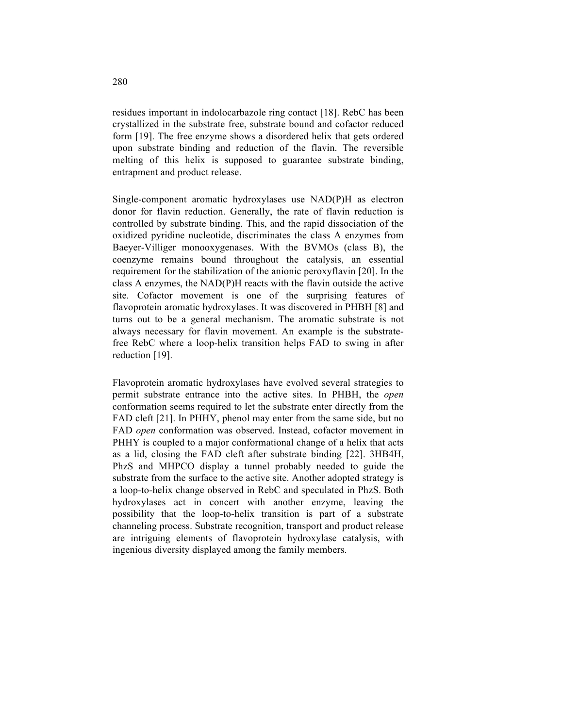residues important in indolocarbazole ring contact [18]. RebC has been crystallized in the substrate free, substrate bound and cofactor reduced form [19]. The free enzyme shows a disordered helix that gets ordered upon substrate binding and reduction of the flavin. The reversible melting of this helix is supposed to guarantee substrate binding, entrapment and product release.

Single-component aromatic hydroxylases use NAD(P)H as electron donor for flavin reduction. Generally, the rate of flavin reduction is controlled by substrate binding. This, and the rapid dissociation of the oxidized pyridine nucleotide, discriminates the class A enzymes from Baeyer-Villiger monooxygenases. With the BVMOs (class B), the coenzyme remains bound throughout the catalysis, an essential requirement for the stabilization of the anionic peroxyflavin [20]. In the class A enzymes, the NAD(P)H reacts with the flavin outside the active site. Cofactor movement is one of the surprising features of flavoprotein aromatic hydroxylases. It was discovered in PHBH [8] and turns out to be a general mechanism. The aromatic substrate is not always necessary for flavin movement. An example is the substrate-free RebC where a loop-helix transition helps FAD to swing in after reduction [19].

Flavoprotein aromatic hydroxylases have evolved several strategies to permit substrate entrance into the active sites. In PHBH, the *open* conformation seems required to let the substrate enter directly from the FAD cleft [21]. In PHHY, phenol may enter from the same side, but no FAD *open* conformation was observed. Instead, cofactor movement in PHHY is coupled to a major conformational change of a helix that acts as a lid, closing the FAD cleft after substrate binding [22]. 3HB4H, PhzS and MHPCO display a tunnel probably needed to guide the substrate from the surface to the active site. Another adopted strategy is a loop-to-helix change observed in RebC and speculated in PhzS. Both hydroxylases act in concert with another enzyme, leaving the possibility that the loop-to-helix transition is part of a substrate channeling process. Substrate recognition, transport and product release are intriguing elements of flavoprotein hydroxylase catalysis, with ingenious diversity displayed among the family members.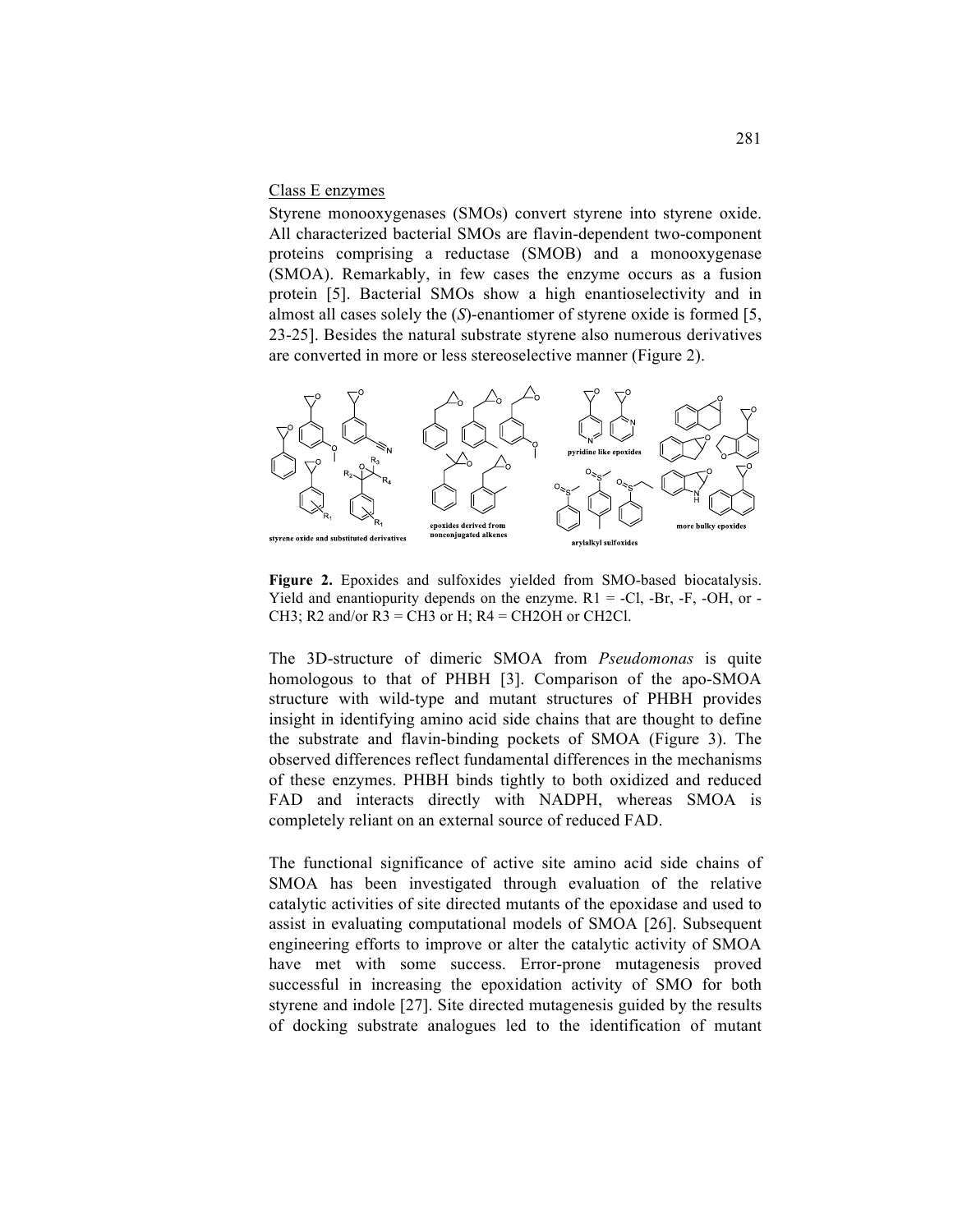Class E enzymes

Styrene monooxygenases (SMOs) convert styrene into styrene oxide. All characterized bacterial SMOs are flavin-dependent two-component proteins comprising a reductase (SMOB) and a monooxygenase (SMOA). Remarkably, in few cases the enzyme occurs as a fusion protein [5]. Bacterial SMOs show a high enantioselectivity and in almost all cases solely the (*S*)-enantiomer of styrene oxide is formed [5, 23-25]. Besides the natural substrate styrene also numerous derivatives are converted in more or less stereoselective manner (Figure 2).

**Figure 2.** Epoxides and sulfoxides yielded from SMO-based biocatalysis. Yield and enantiopurity depends on the enzyme. R1 = -Cl, -Br, -F, -OH, or -$CH_3$; R2 and/or R3 = $CH_3$ or H; R4 = $CH_2OH$ or $CH_2Cl$.

The 3D-structure of dimeric SMOA from *Pseudomonas* is quite homologous to that of PHBH [3]. Comparison of the apo-SMOA structure with wild-type and mutant structures of PHBH provides insight in identifying amino acid side chains that are thought to define the substrate and flavin-binding pockets of SMOA (Figure 3). The observed differences reflect fundamental differences in the mechanisms of these enzymes. PHBH binds tightly to both oxidized and reduced FAD and interacts directly with NADPH, whereas SMOA is completely reliant on an external source of reduced FAD.

The functional significance of active site amino acid side chains of SMOA has been investigated through evaluation of the relative catalytic activities of site directed mutants of the epoxidase and used to assist in evaluating computational models of SMOA [26]. Subsequent engineering efforts to improve or alter the catalytic activity of SMOA have met with some success. Error-prone mutagenesis proved successful in increasing the epoxidation activity of SMO for both styrene and indole [27]. Site directed mutagenesis guided by the results of docking substrate analogues led to the identification of mutant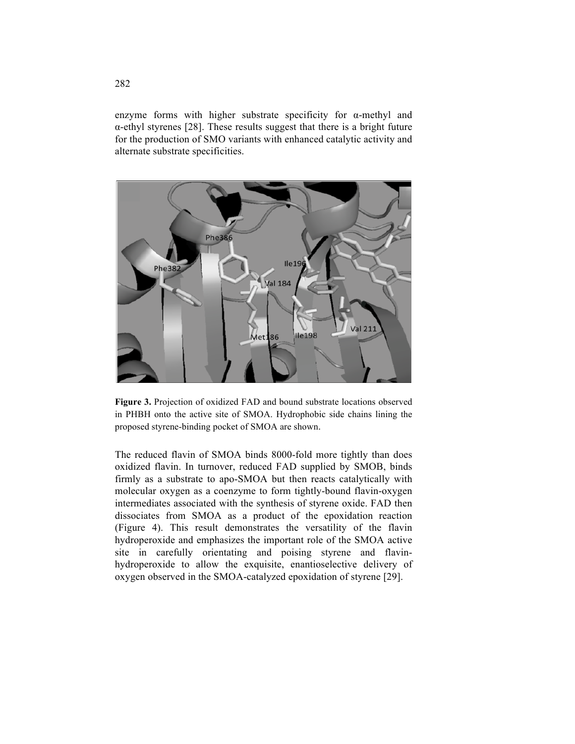enzyme forms with higher substrate specificity for α-methyl and α-ethyl styrenes [28]. These results suggest that there is a bright future for the production of SMO variants with enhanced catalytic activity and alternate substrate specificities.

**Figure 3.** Projection of oxidized FAD and bound substrate locations observed in PHBH onto the active site of SMOA. Hydrophobic side chains lining the proposed styrene-binding pocket of SMOA are shown.

The reduced flavin of SMOA binds 8000-fold more tightly than does oxidized flavin. In turnover, reduced FAD supplied by SMOB, binds firmly as a substrate to apo-SMOA but then reacts catalytically with molecular oxygen as a coenzyme to form tightly-bound flavin-oxygen intermediates associated with the synthesis of styrene oxide. FAD then dissociates from SMOA as a product of the epoxidation reaction (Figure 4). This result demonstrates the versatility of the flavin hydroperoxide and emphasizes the important role of the SMOA active site in carefully orientating and poising styrene and flavin-hydroperoxide to allow the exquisite, enantioselective delivery of oxygen observed in the SMOA-catalyzed epoxidation of styrene [29].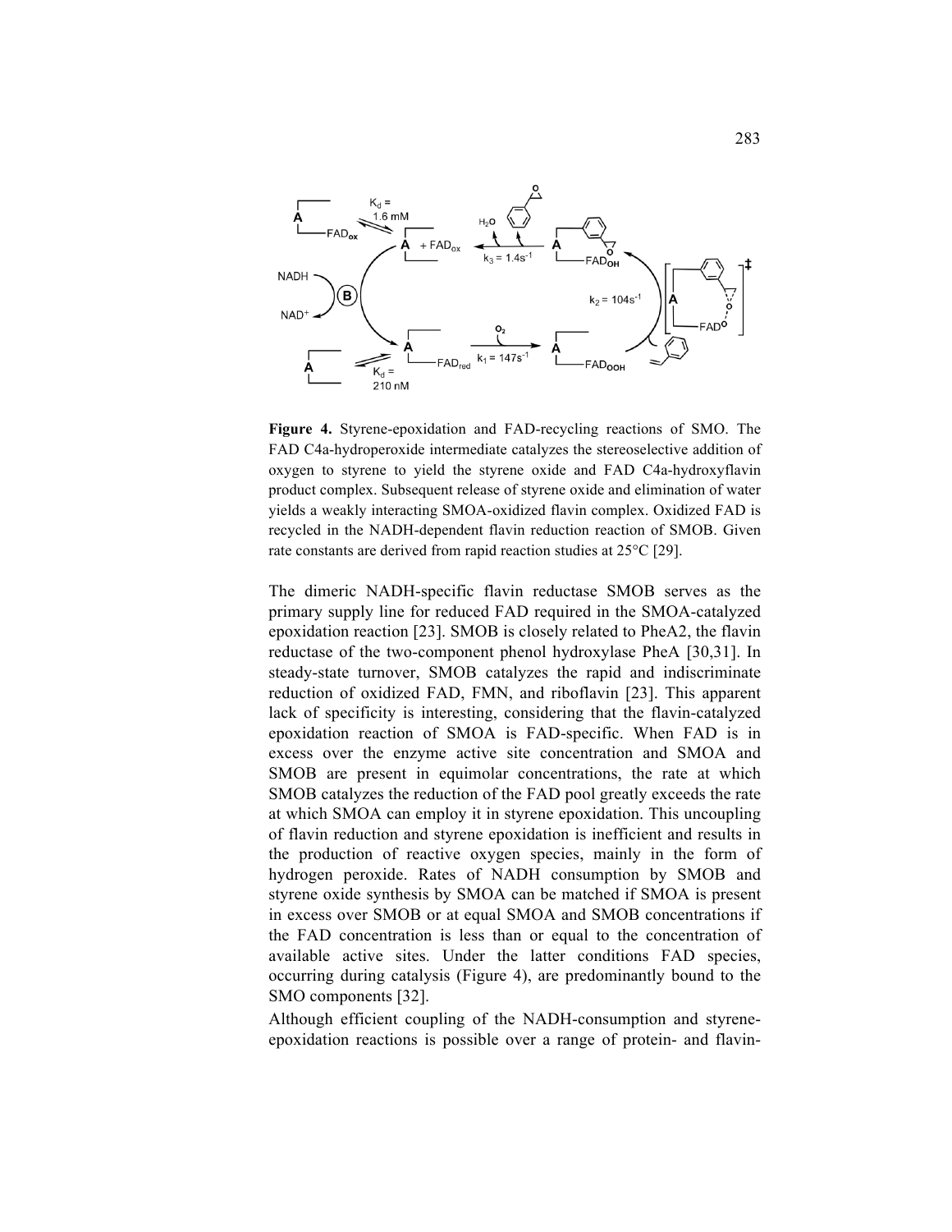**Figure 4.** Styrene-epoxidation and FAD-recycling reactions of SMO. The FAD C4a-hydroperoxide intermediate catalyzes the stereoselective addition of oxygen to styrene to yield the styrene oxide and FAD C4a-hydroxyflavin product complex. Subsequent release of styrene oxide and elimination of water yields a weakly interacting SMOA-oxidized flavin complex. Oxidized FAD is recycled in the NADH-dependent flavin reduction reaction of SMOB. Given rate constants are derived from rapid reaction studies at 25°C [29].

The dimeric NADH-specific flavin reductase SMOB serves as the primary supply line for reduced FAD required in the SMOA-catalyzed epoxidation reaction [23]. SMOB is closely related to PheA2, the flavin reductase of the two-component phenol hydroxylase PheA [30,31]. In steady-state turnover, SMOB catalyzes the rapid and indiscriminate reduction of oxidized FAD, FMN, and riboflavin [23]. This apparent lack of specificity is interesting, considering that the flavin-catalyzed epoxidation reaction of SMOA is FAD-specific. When FAD is in excess over the enzyme active site concentration and SMOA and SMOB are present in equimolar concentrations, the rate at which SMOB catalyzes the reduction of the FAD pool greatly exceeds the rate at which SMOA can employ it in styrene epoxidation. This uncoupling of flavin reduction and styrene epoxidation is inefficient and results in the production of reactive oxygen species, mainly in the form of hydrogen peroxide. Rates of NADH consumption by SMOB and styrene oxide synthesis by SMOA can be matched if SMOA is present in excess over SMOB or at equal SMOA and SMOB concentrations if the FAD concentration is less than or equal to the concentration of available active sites. Under the latter conditions FAD species, occurring during catalysis (Figure 4), are predominantly bound to the SMO components [32].

Although efficient coupling of the NADH-consumption and styrene-epoxidation reactions is possible over a range of protein- and flavin-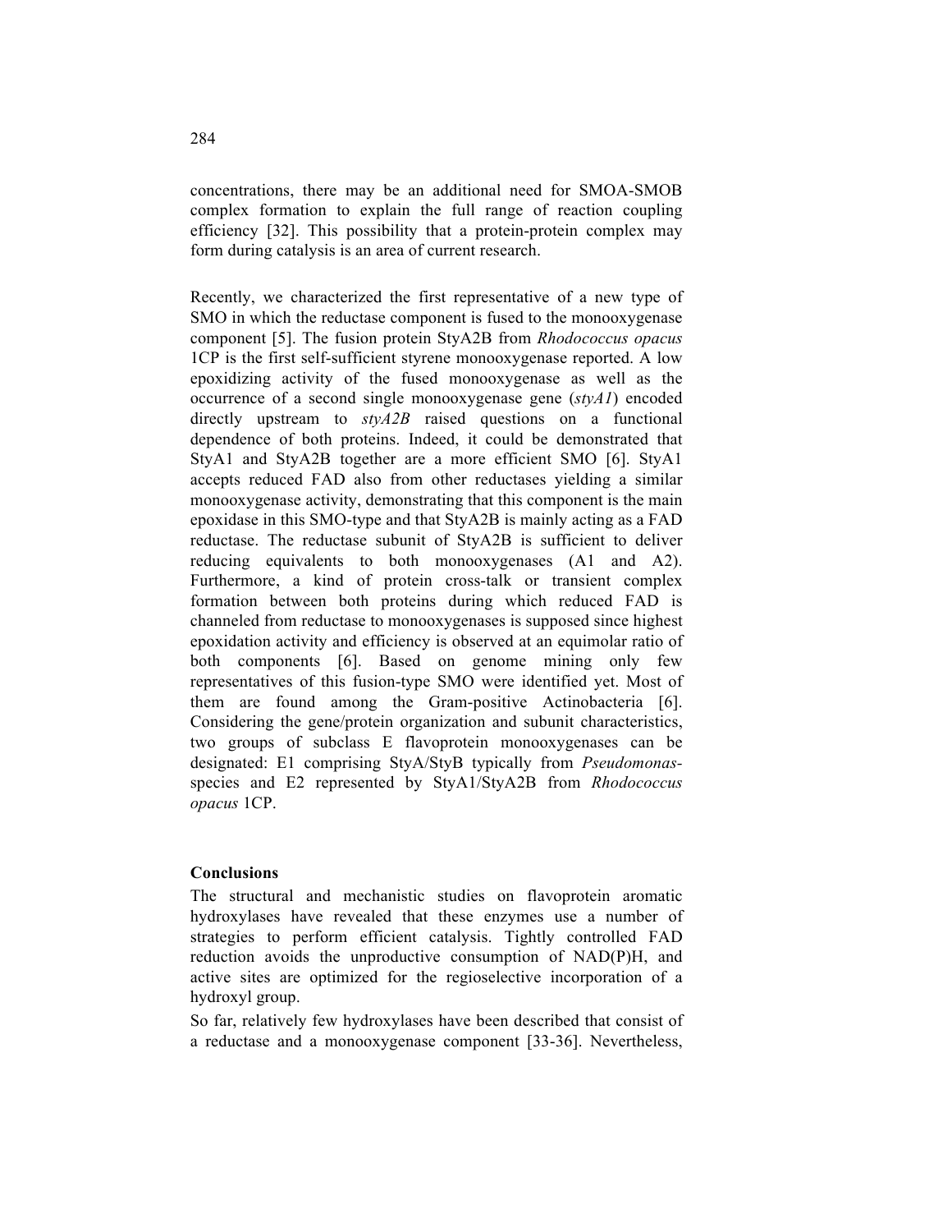concentrations, there may be an additional need for SMOA-SMOB complex formation to explain the full range of reaction coupling efficiency [32]. This possibility that a protein-protein complex may form during catalysis is an area of current research.

Recently, we characterized the first representative of a new type of SMO in which the reductase component is fused to the monooxygenase component [5]. The fusion protein StyA2B from *Rhodococcus opacus* 1CP is the first self-sufficient styrene monooxygenase reported. A low epoxidizing activity of the fused monooxygenase as well as the occurrence of a second single monooxygenase gene (*styA1*) encoded directly upstream to *styA2B* raised questions on a functional dependence of both proteins. Indeed, it could be demonstrated that StyA1 and StyA2B together are a more efficient SMO [6]. StyA1 accepts reduced FAD also from other reductases yielding a similar monooxygenase activity, demonstrating that this component is the main epoxidase in this SMO-type and that StyA2B is mainly acting as a FAD reductase. The reductase subunit of StyA2B is sufficient to deliver reducing equivalents to both monooxygenases (A1 and A2). Furthermore, a kind of protein cross-talk or transient complex formation between both proteins during which reduced FAD is channeled from reductase to monooxygenases is supposed since highest epoxidation activity and efficiency is observed at an equimolar ratio of both components [6]. Based on genome mining only few representatives of this fusion-type SMO were identified yet. Most of them are found among the Gram-positive Actinobacteria [6]. Considering the gene/protein organization and subunit characteristics, two groups of subclass E flavoprotein monooxygenases can be designated: E1 comprising StyA/StyB typically from *Pseudomonas*-species and E2 represented by StyA1/StyA2B from *Rhodococcus opacus* 1CP.

**Conclusions**

The structural and mechanistic studies on flavoprotein aromatic hydroxylases have revealed that these enzymes use a number of strategies to perform efficient catalysis. Tightly controlled FAD reduction avoids the unproductive consumption of NAD(P)H, and active sites are optimized for the regioselective incorporation of a hydroxyl group.

So far, relatively few hydroxylases have been described that consist of a reductase and a monooxygenase component [33-36]. Nevertheless,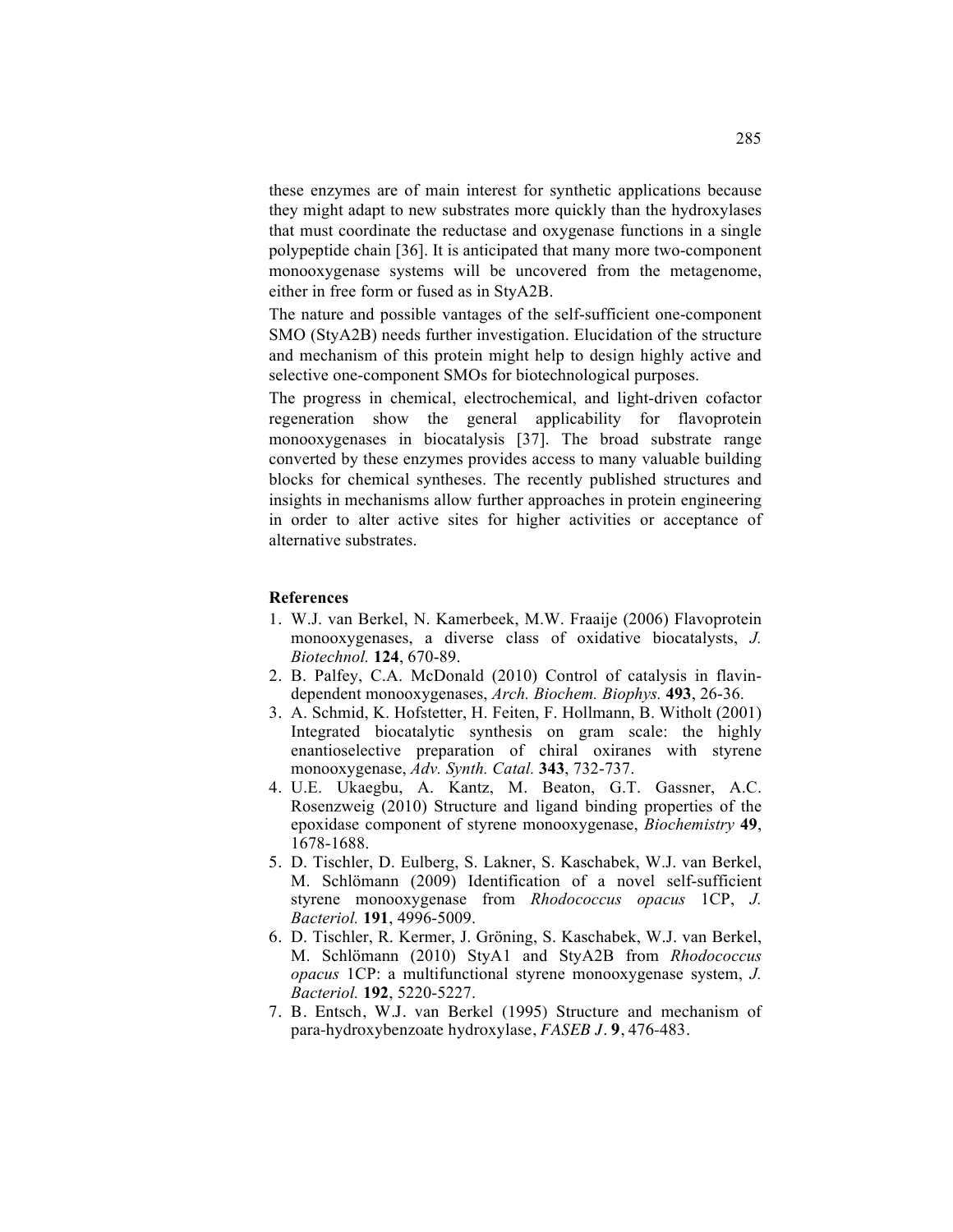these enzymes are of main interest for synthetic applications because they might adapt to new substrates more quickly than the hydroxylases that must coordinate the reductase and oxygenase functions in a single polypeptide chain [36]. It is anticipated that many more two-component monooxygenase systems will be uncovered from the metagenome, either in free form or fused as in StyA2B.

The nature and possible vantages of the self-sufficient one-component SMO (StyA2B) needs further investigation. Elucidation of the structure and mechanism of this protein might help to design highly active and selective one-component SMOs for biotechnological purposes.

The progress in chemical, electrochemical, and light-driven cofactor regeneration show the general applicability for flavoprotein monooxygenases in biocatalysis [37]. The broad substrate range converted by these enzymes provides access to many valuable building blocks for chemical syntheses. The recently published structures and insights in mechanisms allow further approaches in protein engineering in order to alter active sites for higher activities or acceptance of alternative substrates.

### References

1. W.J. van Berkel, N. Kamerbeek, M.W. Fraaije (2006) Flavoprotein monooxygenases, a diverse class of oxidative biocatalysts, *J. Biotechnol.* **124**, 670-89.
2. B. Palfey, C.A. McDonald (2010) Control of catalysis in flavin-dependent monooxygenases, *Arch. Biochem. Biophys.* **493**, 26-36.
3. A. Schmid, K. Hofstetter, H. Feiten, F. Hollmann, B. Witholt (2001) Integrated biocatalytic synthesis on gram scale: the highly enantioselective preparation of chiral oxiranes with styrene monooxygenase, *Adv. Synth. Catal.* **343**, 732-737.
4. U.E. Ukaegbu, A. Kantz, M. Beaton, G.T. Gassner, A.C. Rosenzweig (2010) Structure and ligand binding properties of the epoxidase component of styrene monooxygenase, *Biochemistry* **49**, 1678-1688.
5. D. Tischler, D. Eulberg, S. Lakner, S. Kaschabek, W.J. van Berkel, M. Schlömann (2009) Identification of a novel self-sufficient styrene monooxygenase from *Rhodococcus opacus* 1CP, *J. Bacteriol.* **191**, 4996-5009.
6. D. Tischler, R. Kermer, J. Gröning, S. Kaschabek, W.J. van Berkel, M. Schlömann (2010) StyA1 and StyA2B from *Rhodococcus opacus* 1CP: a multifunctional styrene monooxygenase system, *J. Bacteriol.* **192**, 5220-5227.
7. B. Entsch, W.J. van Berkel (1995) Structure and mechanism of para-hydroxybenzoate hydroxylase, *FASEB J.* **9**, 476-483.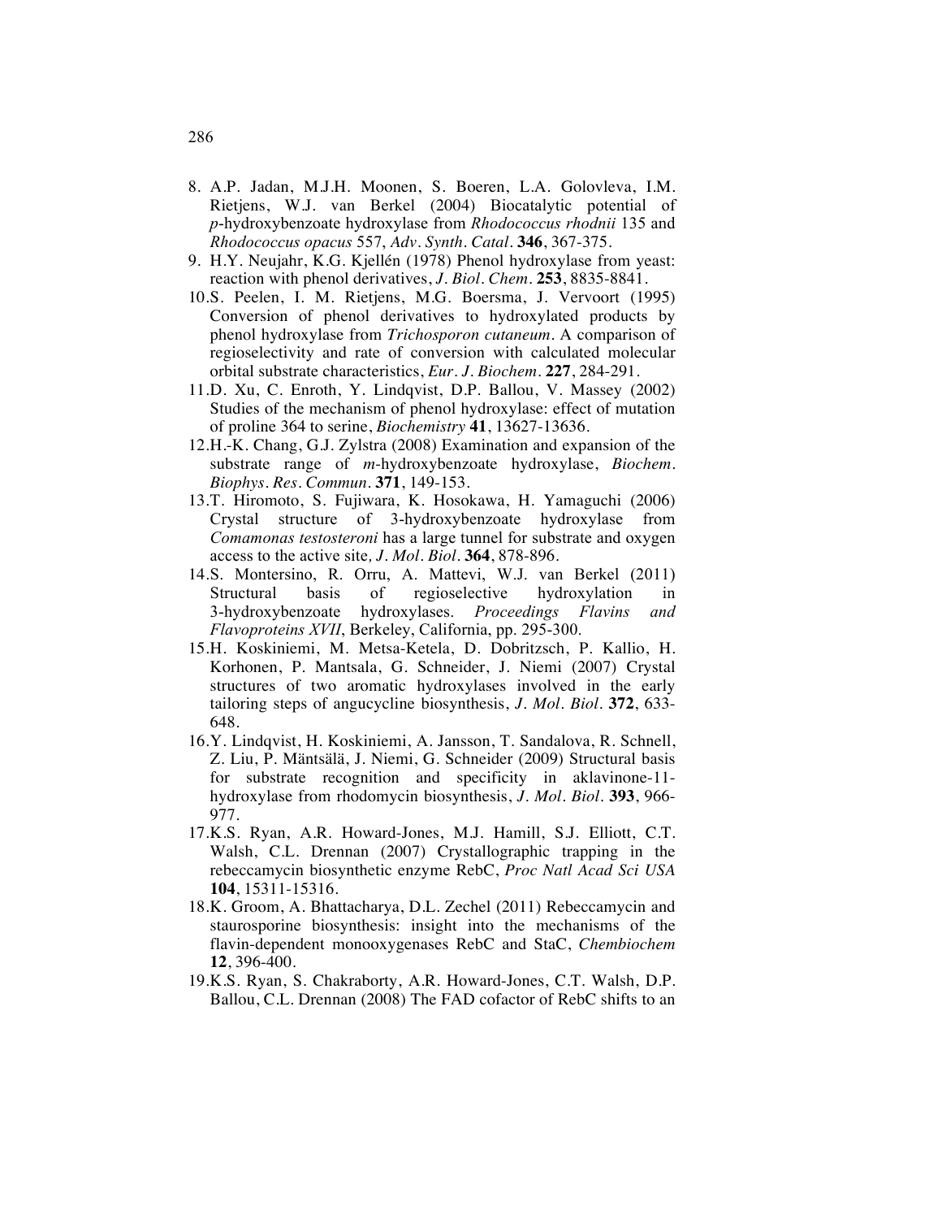8. A.P. Jadan, M.J.H. Moonen, S. Boeren, L.A. Golovleva, I.M. Rietjens, W.J. van Berkel (2004) Biocatalytic potential of *p*-hydroxybenzoate hydroxylase from *Rhodococcus rhodnii* 135 and *Rhodococcus opacus* 557, *Adv. Synth. Catal.* **346**, 367-375.
9. H.Y. Neujahr, K.G. Kjellén (1978) Phenol hydroxylase from yeast: reaction with phenol derivatives, *J. Biol. Chem.* **253**, 8835-8841.
10. S. Peelen, I. M. Rietjens, M.G. Boersma, J. Vervoort (1995) Conversion of phenol derivatives to hydroxylated products by phenol hydroxylase from *Trichosporon cutaneum*. A comparison of regioselectivity and rate of conversion with calculated molecular orbital substrate characteristics, *Eur. J. Biochem.* **227**, 284-291.
11. D. Xu, C. Enroth, Y. Lindqvist, D.P. Ballou, V. Massey (2002) Studies of the mechanism of phenol hydroxylase: effect of mutation of proline 364 to serine, *Biochemistry* **41**, 13627-13636.
12. H.-K. Chang, G.J. Zylstra (2008) Examination and expansion of the substrate range of *m*-hydroxybenzoate hydroxylase, *Biochem. Biophys. Res. Commun.* **371**, 149-153.
13. T. Hiromoto, S. Fujiwara, K. Hosokawa, H. Yamaguchi (2006) Crystal structure of 3-hydroxybenzoate hydroxylase from *Comamonas testosteroni* has a large tunnel for substrate and oxygen access to the active site*, J. Mol. Biol.* **364**, 878-896.
14. S. Montersino, R. Orru, A. Mattevi, W.J. van Berkel (2011) Structural basis of regioselective hydroxylation in 3-hydroxybenzoate hydroxylases. *Proceedings Flavins and Flavoproteins XVII*, Berkeley, California, pp. 295-300.
15. H. Koskiniemi, M. Metsa-Ketela, D. Dobritzsch, P. Kallio, H. Korhonen, P. Mantsala, G. Schneider, J. Niemi (2007) Crystal structures of two aromatic hydroxylases involved in the early tailoring steps of angucycline biosynthesis, *J. Mol. Biol.* **372**, 633-648.
16. Y. Lindqvist, H. Koskiniemi, A. Jansson, T. Sandalova, R. Schnell, Z. Liu, P. Mäntsälä, J. Niemi, G. Schneider (2009) Structural basis for substrate recognition and specificity in aklavinone-11-hydroxylase from rhodomycin biosynthesis, *J. Mol. Biol.* **393**, 966-977.
17. K.S. Ryan, A.R. Howard-Jones, M.J. Hamill, S.J. Elliott, C.T. Walsh, C.L. Drennan (2007) Crystallographic trapping in the rebeccamycin biosynthetic enzyme RebC, *Proc Natl Acad Sci USA* **104**, 15311-15316.
18. K. Groom, A. Bhattacharya, D.L. Zechel (2011) Rebeccamycin and staurosporine biosynthesis: insight into the mechanisms of the flavin-dependent monooxygenases RebC and StaC, *Chembiochem* **12**, 396-400.
19. K.S. Ryan, S. Chakraborty, A.R. Howard-Jones, C.T. Walsh, D.P. Ballou, C.L. Drennan (2008) The FAD cofactor of RebC shifts to an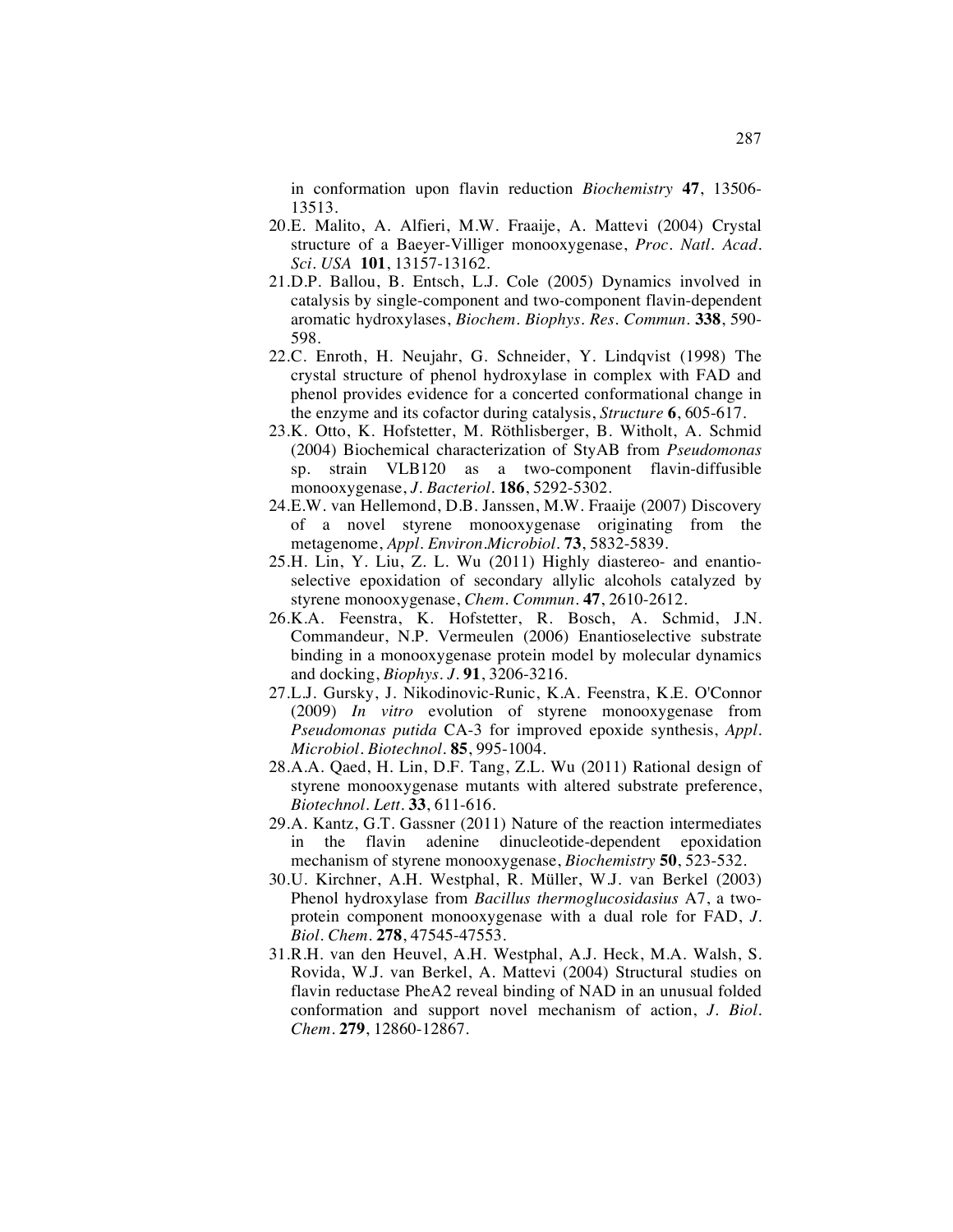in conformation upon flavin reduction *Biochemistry* **47**, 13506-13513.

20. E. Malito, A. Alfieri, M.W. Fraaije, A. Mattevi (2004) Crystal structure of a Baeyer-Villiger monooxygenase, *Proc. Natl. Acad. Sci. USA* **101**, 13157-13162.
21. D.P. Ballou, B. Entsch, L.J. Cole (2005) Dynamics involved in catalysis by single-component and two-component flavin-dependent aromatic hydroxylases, *Biochem. Biophys. Res. Commun.* **338**, 590-598.
22. C. Enroth, H. Neujahr, G. Schneider, Y. Lindqvist (1998) The crystal structure of phenol hydroxylase in complex with FAD and phenol provides evidence for a concerted conformational change in the enzyme and its cofactor during catalysis, *Structure* **6**, 605-617.
23. K. Otto, K. Hofstetter, M. Röthlisberger, B. Witholt, A. Schmid (2004) Biochemical characterization of StyAB from *Pseudomonas* sp. strain VLB120 as a two-component flavin-diffusible monooxygenase, *J. Bacteriol.* **186**, 5292-5302.
24. E.W. van Hellemond, D.B. Janssen, M.W. Fraaije (2007) Discovery of a novel styrene monooxygenase originating from the metagenome, *Appl. Environ.Microbiol.* **73**, 5832-5839.
25. H. Lin, Y. Liu, Z. L. Wu (2011) Highly diastereo- and enantio-selective epoxidation of secondary allylic alcohols catalyzed by styrene monooxygenase, *Chem. Commun.* **47**, 2610-2612.
26. K.A. Feenstra, K. Hofstetter, R. Bosch, A. Schmid, J.N. Commandeur, N.P. Vermeulen (2006) Enantioselective substrate binding in a monooxygenase protein model by molecular dynamics and docking, *Biophys. J.* **91**, 3206-3216.
27. L.J. Gursky, J. Nikodinovic-Runic, K.A. Feenstra, K.E. O'Connor (2009) *In vitro* evolution of styrene monooxygenase from *Pseudomonas putida* CA-3 for improved epoxide synthesis, *Appl. Microbiol. Biotechnol.* **85**, 995-1004.
28. A.A. Qaed, H. Lin, D.F. Tang, Z.L. Wu (2011) Rational design of styrene monooxygenase mutants with altered substrate preference, *Biotechnol. Lett.* **33**, 611-616.
29. A. Kantz, G.T. Gassner (2011) Nature of the reaction intermediates in the flavin adenine dinucleotide-dependent epoxidation mechanism of styrene monooxygenase, *Biochemistry* **50**, 523-532.
30. U. Kirchner, A.H. Westphal, R. Müller, W.J. van Berkel (2003) Phenol hydroxylase from *Bacillus thermoglucosidasius* A7, a two-protein component monooxygenase with a dual role for FAD, *J. Biol. Chem.* **278**, 47545-47553.
31. R.H. van den Heuvel, A.H. Westphal, A.J. Heck, M.A. Walsh, S. Rovida, W.J. van Berkel, A. Mattevi (2004) Structural studies on flavin reductase PheA2 reveal binding of NAD in an unusual folded conformation and support novel mechanism of action, *J. Biol. Chem.* **279**, 12860-12867.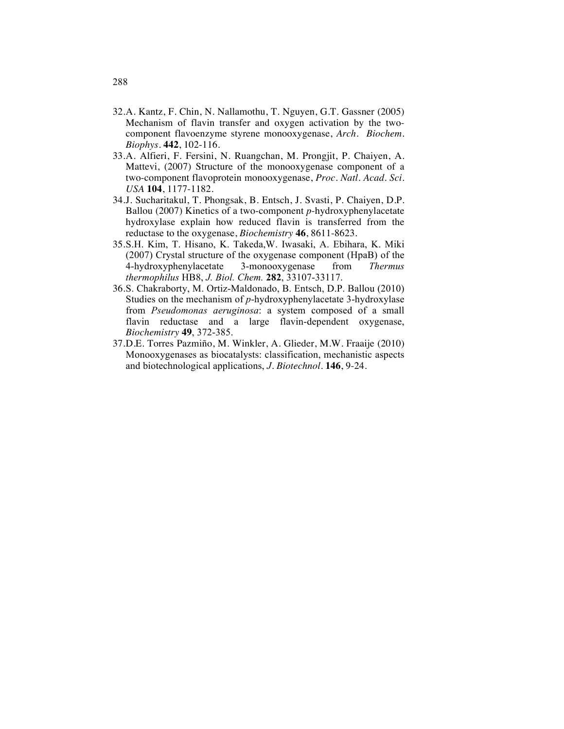32. A. Kantz, F. Chin, N. Nallamothu, T. Nguyen, G.T. Gassner (2005) Mechanism of flavin transfer and oxygen activation by the two-component flavoenzyme styrene monooxygenase, *Arch. Biochem. Biophys.* **442**, 102-116.
33. A. Alfieri, F. Fersini, N. Ruangchan, M. Prongjit, P. Chaiyen, A. Mattevi, (2007) Structure of the monooxygenase component of a two-component flavoprotein monooxygenase, *Proc. Natl. Acad. Sci. USA* **104**, 1177-1182.
34. J. Sucharitakul, T. Phongsak, B. Entsch, J. Svasti, P. Chaiyen, D.P. Ballou (2007) Kinetics of a two-component *p*-hydroxyphenylacetate hydroxylase explain how reduced flavin is transferred from the reductase to the oxygenase, *Biochemistry* **46**, 8611-8623.
35. S.H. Kim, T. Hisano, K. Takeda,W. Iwasaki, A. Ebihara, K. Miki (2007) Crystal structure of the oxygenase component (HpaB) of the 4-hydroxyphenylacetate 3-monooxygenase from *Thermus thermophilus* HB8, *J. Biol. Chem.* **282**, 33107-33117.
36. S. Chakraborty, M. Ortiz-Maldonado, B. Entsch, D.P. Ballou (2010) Studies on the mechanism of *p*-hydroxyphenylacetate 3-hydroxylase from *Pseudomonas aeruginosa*: a system composed of a small flavin reductase and a large flavin-dependent oxygenase, *Biochemistry* **49**, 372-385.
37. D.E. Torres Pazmiño, M. Winkler, A. Glieder, M.W. Fraaije (2010) Monooxygenases as biocatalysts: classification, mechanistic aspects and biotechnological applications, *J. Biotechnol.* **146**, 9-24.